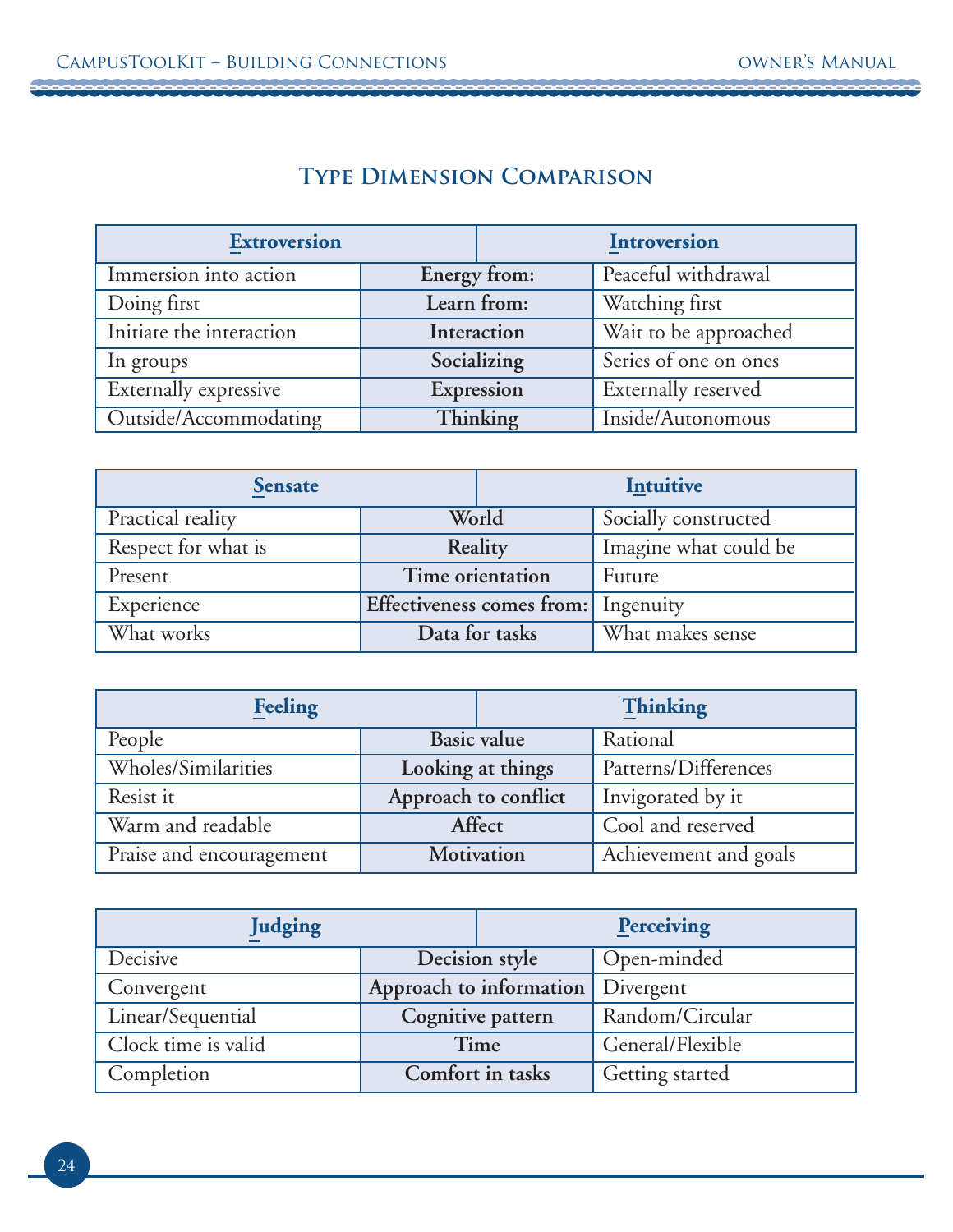# Type Dimension Comparison

| Extroversion | | Introversion |
|---|---|---|
| Immersion into action | **Energy from:** | Peaceful withdrawal |
| Doing first | **Learn from:** | Watching first |
| Initiate the interaction | **Interaction** | Wait to be approached |
| In groups | **Socializing** | Series of one on ones |
| Externally expressive | **Expression** | Externally reserved |
| Outside/Accommodating | **Thinking** | Inside/Autonomous |

| Sensate | | Intuitive |
|---|---|---|
| Practical reality | **World** | Socially constructed |
| Respect for what is | **Reality** | Imagine what could be |
| Present | **Time orientation** | Future |
| Experience | **Effectiveness comes from:** | Ingenuity |
| What works | **Data for tasks** | What makes sense |

| Feeling | | Thinking |
|---|---|---|
| People | **Basic value** | Rational |
| Wholes/Similarities | **Looking at things** | Patterns/Differences |
| Resist it | **Approach to conflict** | Invigorated by it |
| Warm and readable | **Affect** | Cool and reserved |
| Praise and encouragement | **Motivation** | Achievement and goals |

| Judging | | Perceiving |
|---|---|---|
| Decisive | **Decision style** | Open-minded |
| Convergent | **Approach to information** | Divergent |
| Linear/Sequential | **Cognitive pattern** | Random/Circular |
| Clock time is valid | **Time** | General/Flexible |
| Completion | **Comfort in tasks** | Getting started |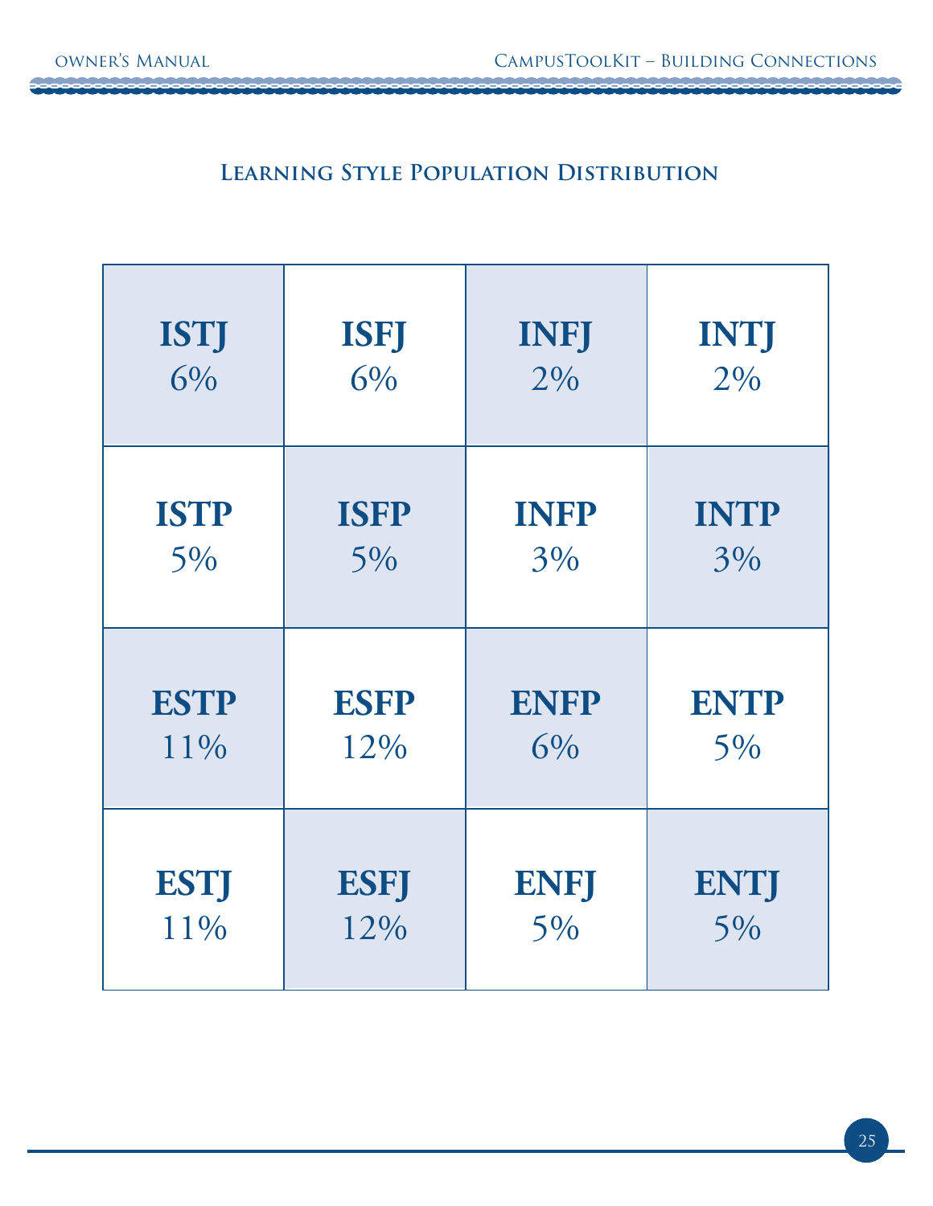## Learning Style Population Distribution

| | | | |
|---|---|---|---|
| **ISTJ** 6% | **ISFJ** 6% | **INFJ** 2% | **INTJ** 2% |
| **ISTP** 5% | **ISFP** 5% | **INFP** 3% | **INTP** 3% |
| **ESTP** 11% | **ESFP** 12% | **ENFP** 6% | **ENTP** 5% |
| **ESTJ** 11% | **ESFJ** 12% | **ENFJ** 5% | **ENTJ** 5% |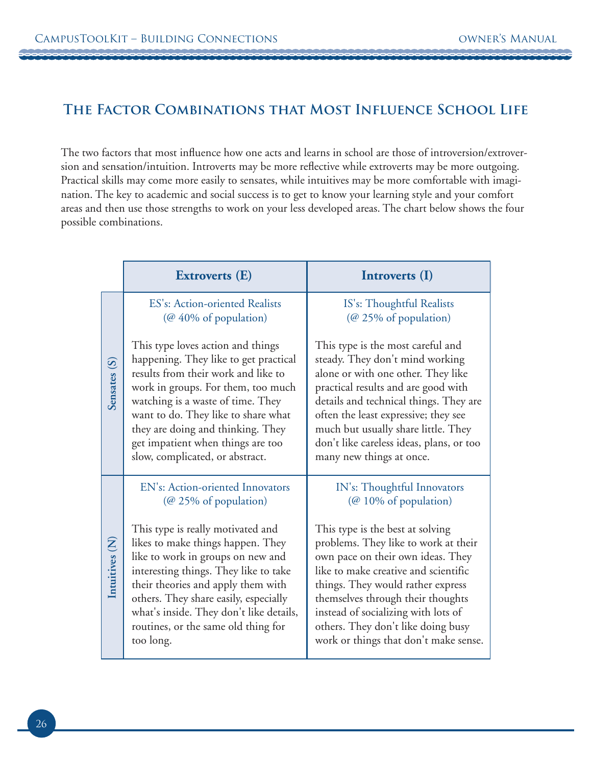## The Factor Combinations that Most Influence School Life

The two factors that most influence how one acts and learns in school are those of introversion/extroversion and sensation/intuition. Introverts may be more reflective while extroverts may be more outgoing. Practical skills may come more easily to sensates, while intuitives may be more comfortable with imagination. The key to academic and social success is to get to know your learning style and your comfort areas and then use those strengths to work on your less developed areas. The chart below shows the four possible combinations.

| | Extroverts (E) | Introverts (I) |
|---|---|---|
| Sensates (S) | ES's: Action-oriented Realists (@ 40% of population)<br><br>This type loves action and things happening. They like to get practical results from their work and like to work in groups. For them, too much watching is a waste of time. They want to do. They like to share what they are doing and thinking. They get impatient when things are too slow, complicated, or abstract. | IS's: Thoughtful Realists (@ 25% of population)<br><br>This type is the most careful and steady. They don't mind working alone or with one other. They like practical results and are good with details and technical things. They are often the least expressive; they see much but usually share little. They don't like careless ideas, plans, or too many new things at once. |
| Intuitives (N) | EN's: Action-oriented Innovators (@ 25% of population)<br><br>This type is really motivated and likes to make things happen. They like to work in groups on new and interesting things. They like to take their theories and apply them with others. They share easily, especially what's inside. They don't like details, routines, or the same old thing for too long. | IN's: Thoughtful Innovators (@ 10% of population)<br><br>This type is the best at solving problems. They like to work at their own pace on their own ideas. They like to make creative and scientific things. They would rather express themselves through their thoughts instead of socializing with lots of others. They don't like doing busy work or things that don't make sense. |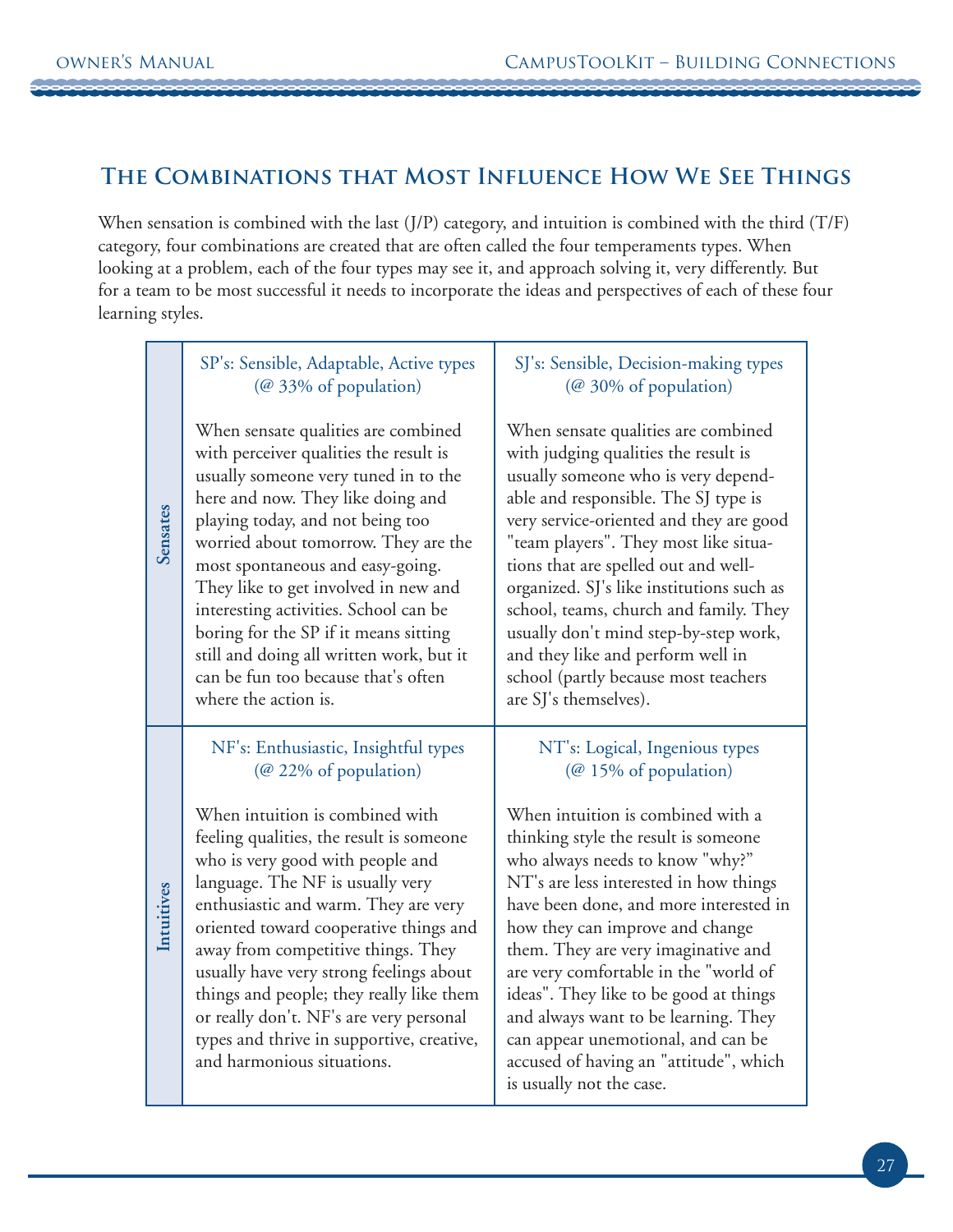## The Combinations that Most Influence How We See Things

When sensation is combined with the last (J/P) category, and intuition is combined with the third (T/F) category, four combinations are created that are often called the four temperaments types. When looking at a problem, each of the four types may see it, and approach solving it, very differently. But for a team to be most successful it needs to incorporate the ideas and perspectives of each of these four learning styles.

| | | |
|---|---|---|
| **Sensates** | SP's: Sensible, Adaptable, Active types (@ 33% of population)<br><br>When sensate qualities are combined with perceiver qualities the result is usually someone very tuned in to the here and now. They like doing and playing today, and not being too worried about tomorrow. They are the most spontaneous and easy-going. They like to get involved in new and interesting activities. School can be boring for the SP if it means sitting still and doing all written work, but it can be fun too because that's often where the action is. | SJ's: Sensible, Decision-making types (@ 30% of population)<br><br>When sensate qualities are combined with judging qualities the result is usually someone who is very dependable and responsible. The SJ type is very service-oriented and they are good "team players". They most like situations that are spelled out and well-organized. SJ's like institutions such as school, teams, church and family. They usually don't mind step-by-step work, and they like and perform well in school (partly because most teachers are SJ's themselves). |
| **Intuitives** | NF's: Enthusiastic, Insightful types (@ 22% of population)<br><br>When intuition is combined with feeling qualities, the result is someone who is very good with people and language. The NF is usually very enthusiastic and warm. They are very oriented toward cooperative things and away from competitive things. They usually have very strong feelings about things and people; they really like them or really don't. NF's are very personal types and thrive in supportive, creative, and harmonious situations. | NT's: Logical, Ingenious types (@ 15% of population)<br><br>When intuition is combined with a thinking style the result is someone who always needs to know "why?" NT's are less interested in how things have been done, and more interested in how they can improve and change them. They are very imaginative and are very comfortable in the "world of ideas". They like to be good at things and always want to be learning. They can appear unemotional, and can be accused of having an "attitude", which is usually not the case. |